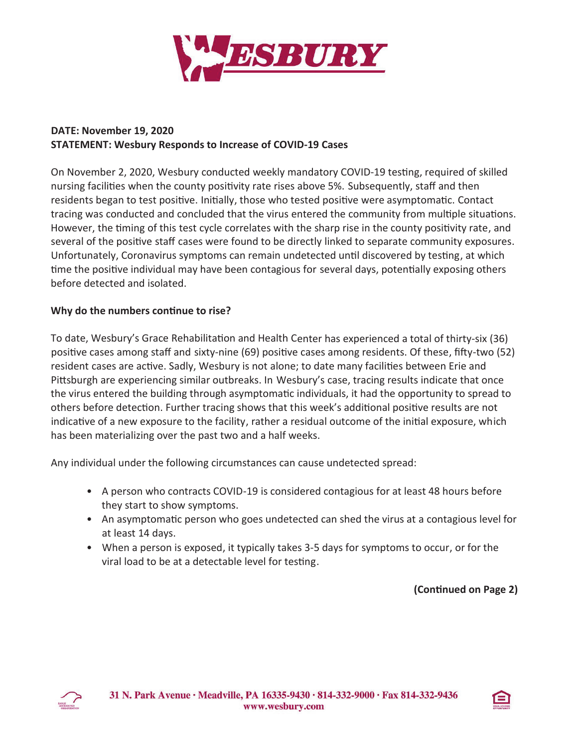**DATE: November 19, 2020**
**STATEMENT: Wesbury Responds to Increase of COVID-19 Cases**

On November 2, 2020, Wesbury conducted weekly mandatory COVID-19 testing, required of skilled nursing facilities when the county positivity rate rises above 5%. Subsequently, staff and then residents began to test positive. Initially, those who tested positive were asymptomatic. Contact tracing was conducted and concluded that the virus entered the community from multiple situations. However, the timing of this test cycle correlates with the sharp rise in the county positivity rate, and several of the positive staff cases were found to be directly linked to separate community exposures. Unfortunately, Coronavirus symptoms can remain undetected until discovered by testing, at which time the positive individual may have been contagious for several days, potentially exposing others before detected and isolated.

**Why do the numbers continue to rise?**

To date, Wesbury's Grace Rehabilitation and Health Center has experienced a total of thirty-six (36) positive cases among staff and sixty-nine (69) positive cases among residents. Of these, fifty-two (52) resident cases are active. Sadly, Wesbury is not alone; to date many facilities between Erie and Pittsburgh are experiencing similar outbreaks. In Wesbury's case, tracing results indicate that once the virus entered the building through asymptomatic individuals, it had the opportunity to spread to others before detection. Further tracing shows that this week's additional positive results are not indicative of a new exposure to the facility, rather a residual outcome of the initial exposure, which has been materializing over the past two and a half weeks.

Any individual under the following circumstances can cause undetected spread:

- A person who contracts COVID-19 is considered contagious for at least 48 hours before they start to show symptoms.
- An asymptomatic person who goes undetected can shed the virus at a contagious level for at least 14 days.
- When a person is exposed, it typically takes 3-5 days for symptoms to occur, or for the viral load to be at a detectable level for testing.

**(Continued on Page 2)**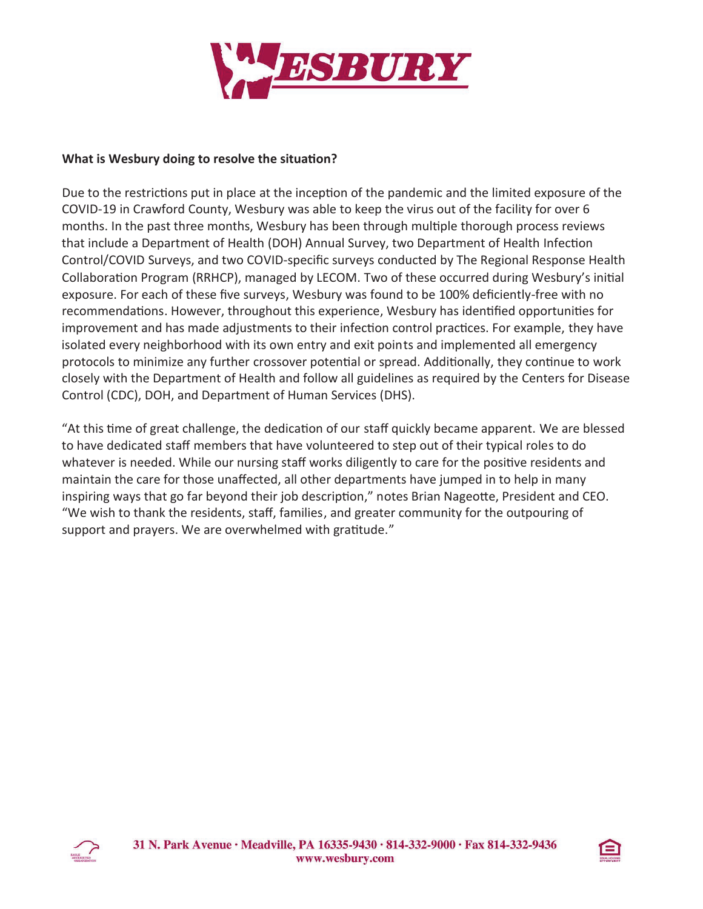### What is Wesbury doing to resolve the situation?

Due to the restrictions put in place at the inception of the pandemic and the limited exposure of the COVID-19 in Crawford County, Wesbury was able to keep the virus out of the facility for over 6 months. In the past three months, Wesbury has been through multiple thorough process reviews that include a Department of Health (DOH) Annual Survey, two Department of Health Infection Control/COVID Surveys, and two COVID-specific surveys conducted by The Regional Response Health Collaboration Program (RRHCP), managed by LECOM. Two of these occurred during Wesbury's initial exposure. For each of these five surveys, Wesbury was found to be 100% deficiently-free with no recommendations. However, throughout this experience, Wesbury has identified opportunities for improvement and has made adjustments to their infection control practices. For example, they have isolated every neighborhood with its own entry and exit points and implemented all emergency protocols to minimize any further crossover potential or spread. Additionally, they continue to work closely with the Department of Health and follow all guidelines as required by the Centers for Disease Control (CDC), DOH, and Department of Human Services (DHS).

"At this time of great challenge, the dedication of our staff quickly became apparent. We are blessed to have dedicated staff members that have volunteered to step out of their typical roles to do whatever is needed. While our nursing staff works diligently to care for the positive residents and maintain the care for those unaffected, all other departments have jumped in to help in many inspiring ways that go far beyond their job description," notes Brian Nageotte, President and CEO. "We wish to thank the residents, staff, families, and greater community for the outpouring of support and prayers. We are overwhelmed with gratitude."